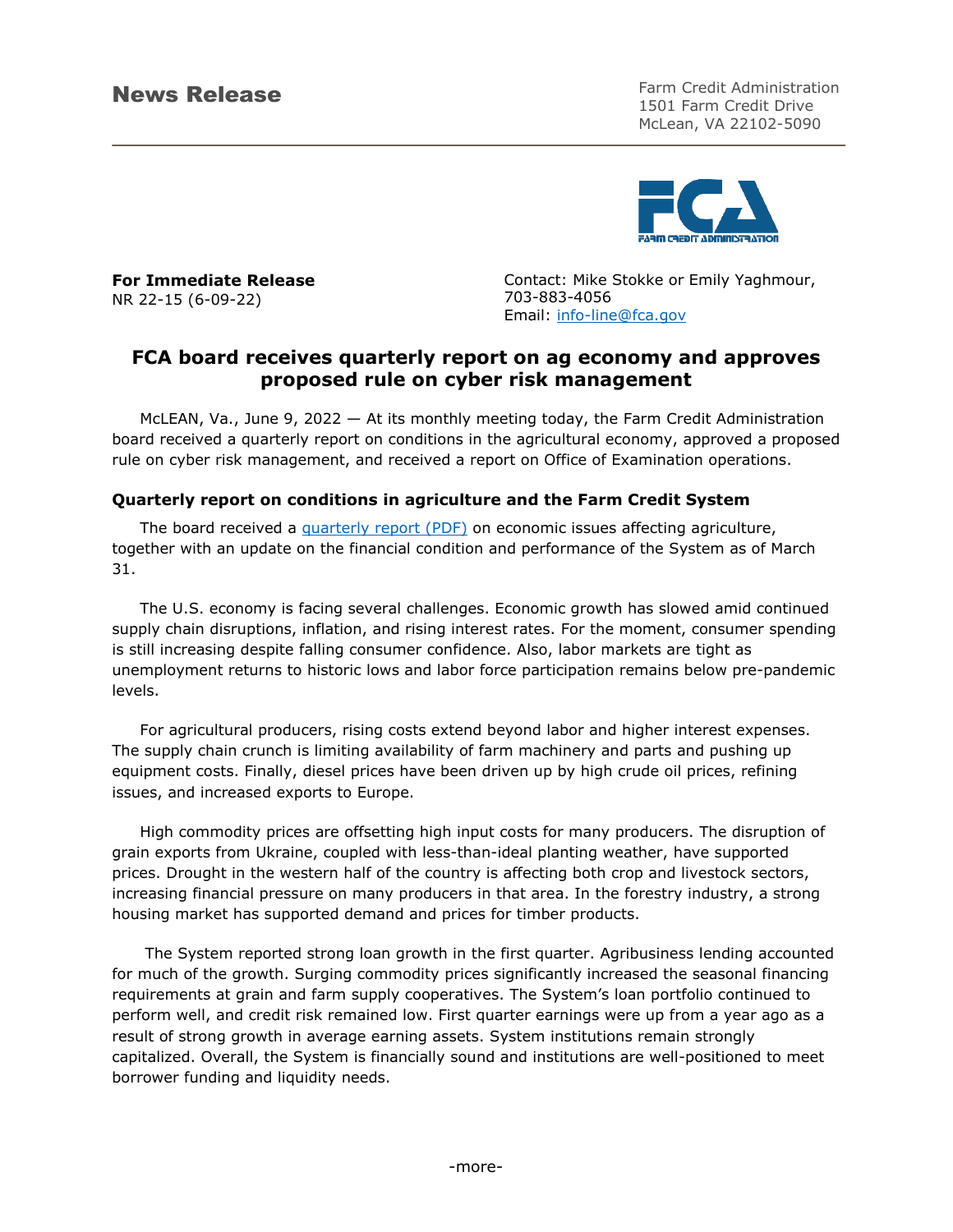# News Release

Farm Credit Administration
1501 Farm Credit Drive
McLean, VA 22102-5090

**For Immediate Release**
NR 22-15 (6-09-22)

Contact: Mike Stokke or Emily Yaghmour, 703-883-4056
Email: info-line@fca.gov

## FCA board receives quarterly report on ag economy and approves proposed rule on cyber risk management

McLEAN, Va., June 9, 2022 — At its monthly meeting today, the Farm Credit Administration board received a quarterly report on conditions in the agricultural economy, approved a proposed rule on cyber risk management, and received a report on Office of Examination operations.

### Quarterly report on conditions in agriculture and the Farm Credit System

The board received a quarterly report (PDF) on economic issues affecting agriculture, together with an update on the financial condition and performance of the System as of March 31.

The U.S. economy is facing several challenges. Economic growth has slowed amid continued supply chain disruptions, inflation, and rising interest rates. For the moment, consumer spending is still increasing despite falling consumer confidence. Also, labor markets are tight as unemployment returns to historic lows and labor force participation remains below pre-pandemic levels.

For agricultural producers, rising costs extend beyond labor and higher interest expenses. The supply chain crunch is limiting availability of farm machinery and parts and pushing up equipment costs. Finally, diesel prices have been driven up by high crude oil prices, refining issues, and increased exports to Europe.

High commodity prices are offsetting high input costs for many producers. The disruption of grain exports from Ukraine, coupled with less-than-ideal planting weather, have supported prices. Drought in the western half of the country is affecting both crop and livestock sectors, increasing financial pressure on many producers in that area. In the forestry industry, a strong housing market has supported demand and prices for timber products.

The System reported strong loan growth in the first quarter. Agribusiness lending accounted for much of the growth. Surging commodity prices significantly increased the seasonal financing requirements at grain and farm supply cooperatives. The System's loan portfolio continued to perform well, and credit risk remained low. First quarter earnings were up from a year ago as a result of strong growth in average earning assets. System institutions remain strongly capitalized. Overall, the System is financially sound and institutions are well-positioned to meet borrower funding and liquidity needs.

-more-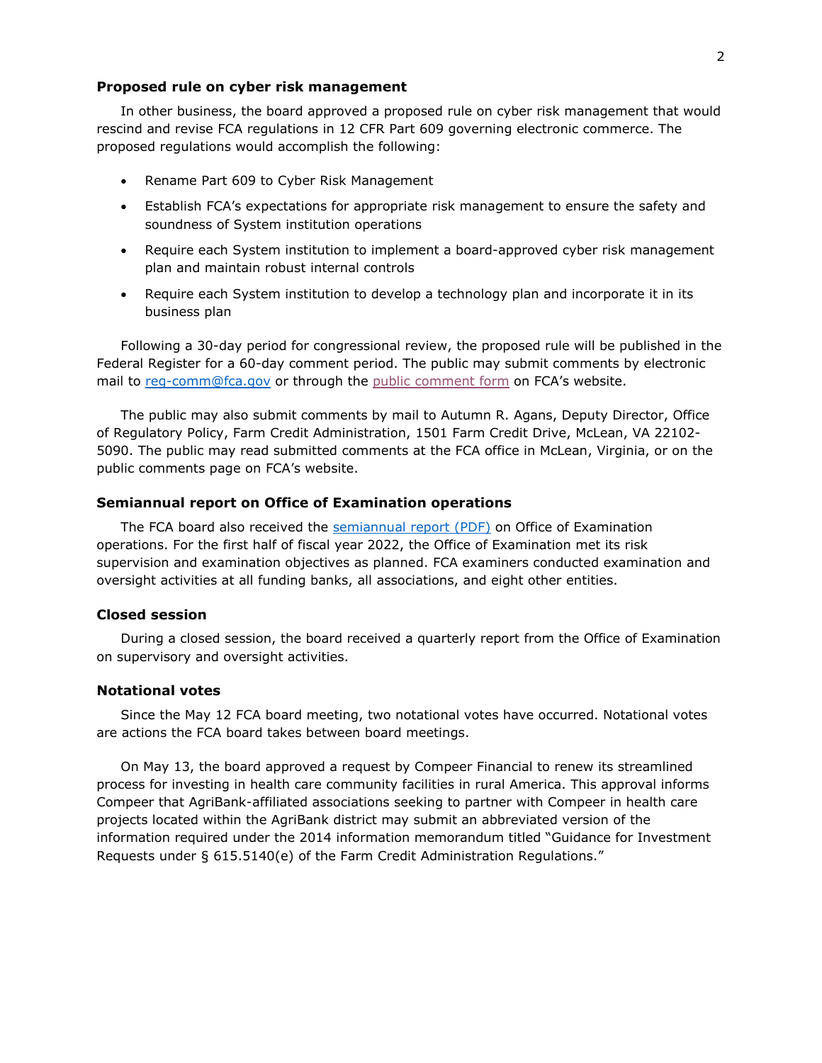### Proposed rule on cyber risk management

In other business, the board approved a proposed rule on cyber risk management that would rescind and revise FCA regulations in 12 CFR Part 609 governing electronic commerce. The proposed regulations would accomplish the following:

- Rename Part 609 to Cyber Risk Management
- Establish FCA's expectations for appropriate risk management to ensure the safety and soundness of System institution operations
- Require each System institution to implement a board-approved cyber risk management plan and maintain robust internal controls
- Require each System institution to develop a technology plan and incorporate it in its business plan

Following a 30-day period for congressional review, the proposed rule will be published in the Federal Register for a 60-day comment period. The public may submit comments by electronic mail to reg-comm@fca.gov or through the public comment form on FCA's website.

The public may also submit comments by mail to Autumn R. Agans, Deputy Director, Office of Regulatory Policy, Farm Credit Administration, 1501 Farm Credit Drive, McLean, VA 22102-5090. The public may read submitted comments at the FCA office in McLean, Virginia, or on the public comments page on FCA's website.

### Semiannual report on Office of Examination operations

The FCA board also received the semiannual report (PDF) on Office of Examination operations. For the first half of fiscal year 2022, the Office of Examination met its risk supervision and examination objectives as planned. FCA examiners conducted examination and oversight activities at all funding banks, all associations, and eight other entities.

### Closed session

During a closed session, the board received a quarterly report from the Office of Examination on supervisory and oversight activities.

### Notational votes

Since the May 12 FCA board meeting, two notational votes have occurred. Notational votes are actions the FCA board takes between board meetings.

On May 13, the board approved a request by Compeer Financial to renew its streamlined process for investing in health care community facilities in rural America. This approval informs Compeer that AgriBank-affiliated associations seeking to partner with Compeer in health care projects located within the AgriBank district may submit an abbreviated version of the information required under the 2014 information memorandum titled "Guidance for Investment Requests under § 615.5140(e) of the Farm Credit Administration Regulations."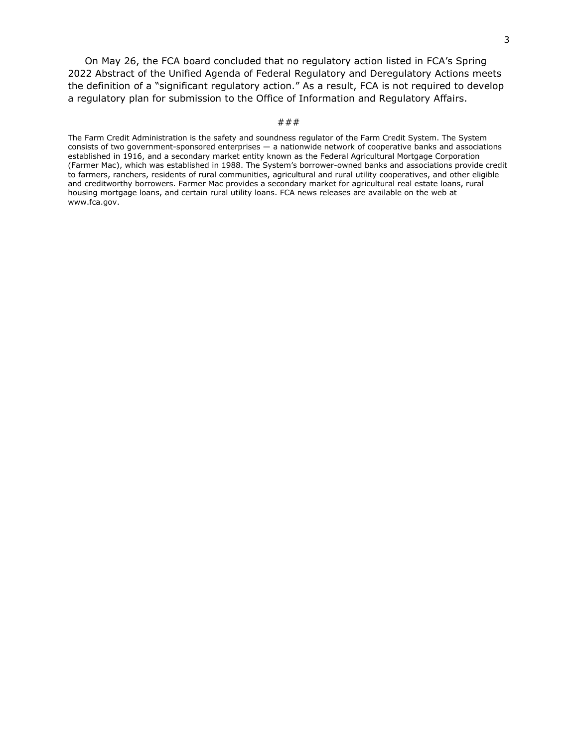On May 26, the FCA board concluded that no regulatory action listed in FCA's Spring 2022 Abstract of the Unified Agenda of Federal Regulatory and Deregulatory Actions meets the definition of a "significant regulatory action." As a result, FCA is not required to develop a regulatory plan for submission to the Office of Information and Regulatory Affairs.

###

The Farm Credit Administration is the safety and soundness regulator of the Farm Credit System. The System consists of two government-sponsored enterprises — a nationwide network of cooperative banks and associations established in 1916, and a secondary market entity known as the Federal Agricultural Mortgage Corporation (Farmer Mac), which was established in 1988. The System's borrower-owned banks and associations provide credit to farmers, ranchers, residents of rural communities, agricultural and rural utility cooperatives, and other eligible and creditworthy borrowers. Farmer Mac provides a secondary market for agricultural real estate loans, rural housing mortgage loans, and certain rural utility loans. FCA news releases are available on the web at www.fca.gov.